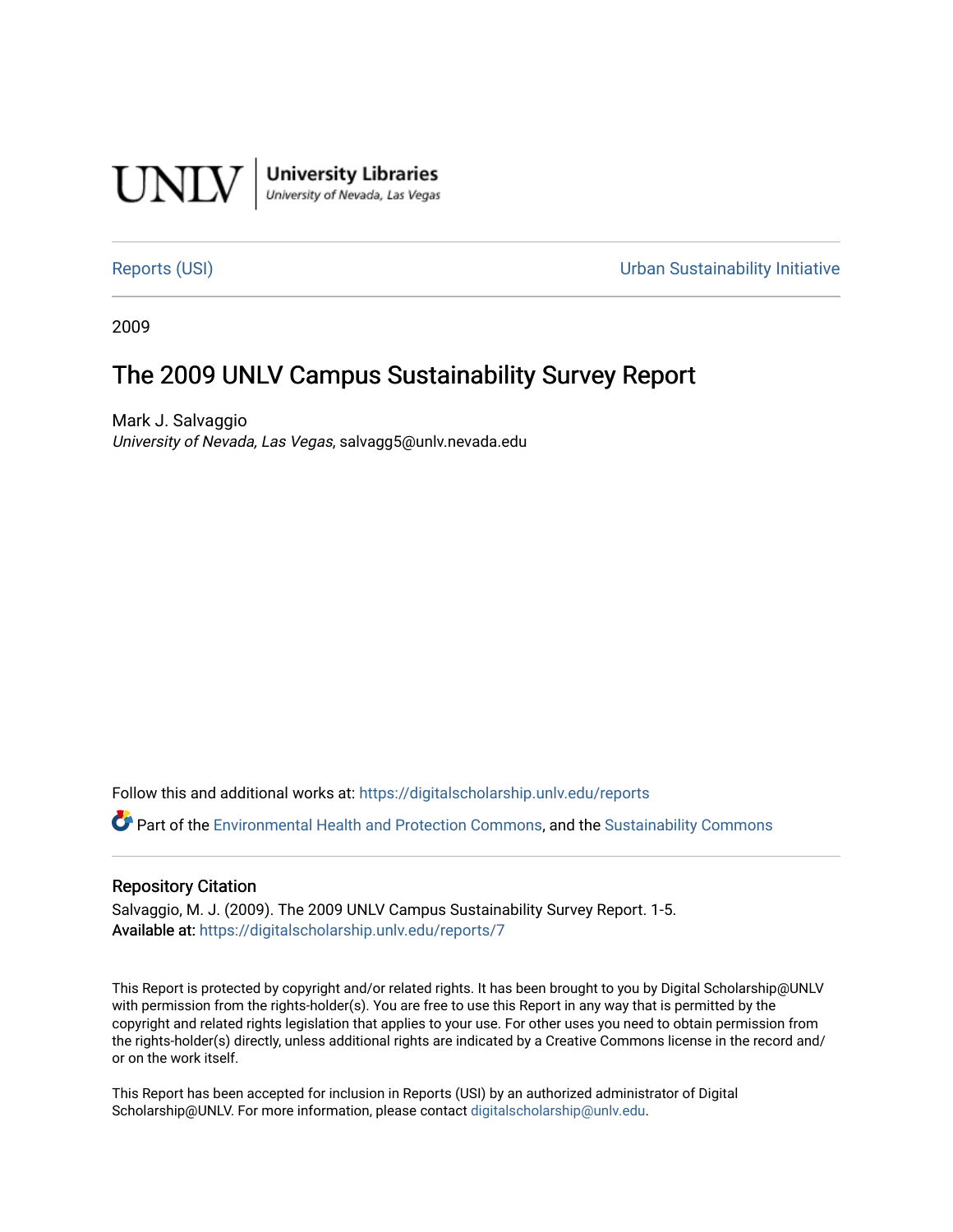UNLV | University Libraries
University of Nevada, Las Vegas

Reports (USI) | Urban Sustainability Initiative

2009

# The 2009 UNLV Campus Sustainability Survey Report

Mark J. Salvaggio
*University of Nevada, Las Vegas*, salvagg5@unlv.nevada.edu

Follow this and additional works at: https://digitalscholarship.unlv.edu/reports

Part of the Environmental Health and Protection Commons, and the Sustainability Commons

## Repository Citation

Salvaggio, M. J. (2009). The 2009 UNLV Campus Sustainability Survey Report. 1-5.
**Available at:** https://digitalscholarship.unlv.edu/reports/7

This Report is protected by copyright and/or related rights. It has been brought to you by Digital Scholarship@UNLV with permission from the rights-holder(s). You are free to use this Report in any way that is permitted by the copyright and related rights legislation that applies to your use. For other uses you need to obtain permission from the rights-holder(s) directly, unless additional rights are indicated by a Creative Commons license in the record and/or on the work itself.

This Report has been accepted for inclusion in Reports (USI) by an authorized administrator of Digital Scholarship@UNLV. For more information, please contact digitalscholarship@unlv.edu.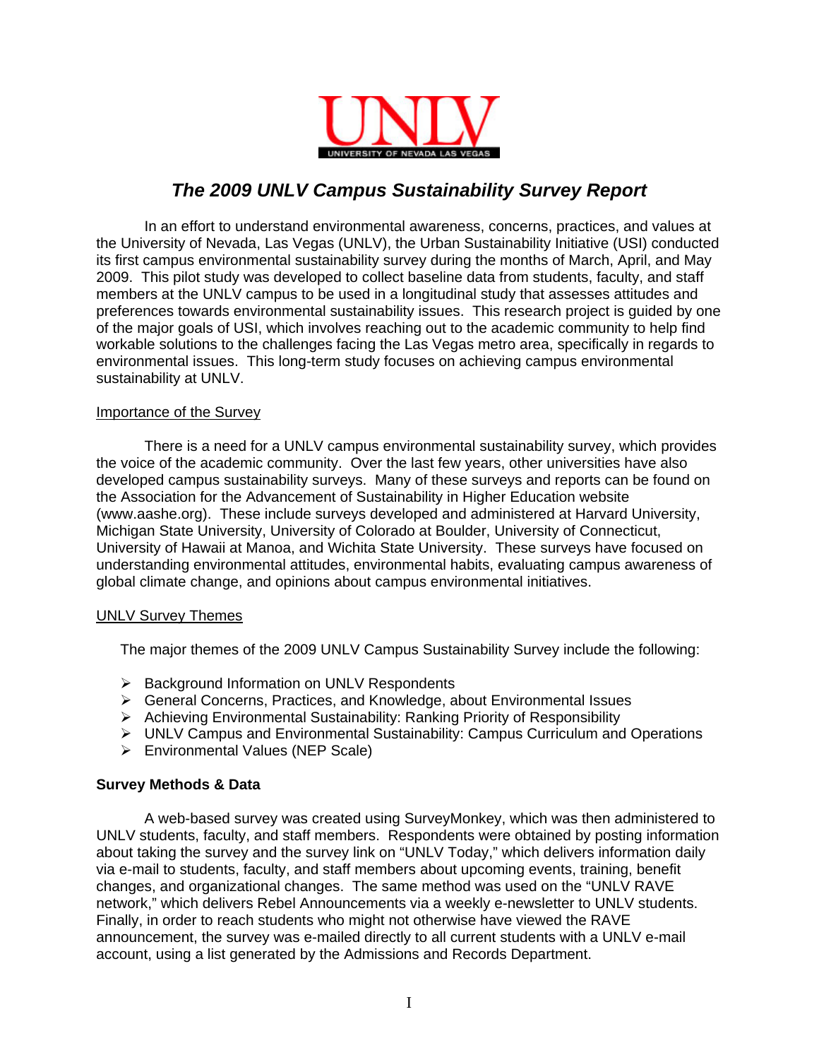# *The 2009 UNLV Campus Sustainability Survey Report*

In an effort to understand environmental awareness, concerns, practices, and values at the University of Nevada, Las Vegas (UNLV), the Urban Sustainability Initiative (USI) conducted its first campus environmental sustainability survey during the months of March, April, and May 2009. This pilot study was developed to collect baseline data from students, faculty, and staff members at the UNLV campus to be used in a longitudinal study that assesses attitudes and preferences towards environmental sustainability issues. This research project is guided by one of the major goals of USI, which involves reaching out to the academic community to help find workable solutions to the challenges facing the Las Vegas metro area, specifically in regards to environmental issues. This long-term study focuses on achieving campus environmental sustainability at UNLV.

## Importance of the Survey

There is a need for a UNLV campus environmental sustainability survey, which provides the voice of the academic community. Over the last few years, other universities have also developed campus sustainability surveys. Many of these surveys and reports can be found on the Association for the Advancement of Sustainability in Higher Education website (www.aashe.org). These include surveys developed and administered at Harvard University, Michigan State University, University of Colorado at Boulder, University of Connecticut, University of Hawaii at Manoa, and Wichita State University. These surveys have focused on understanding environmental attitudes, environmental habits, evaluating campus awareness of global climate change, and opinions about campus environmental initiatives.

## UNLV Survey Themes

The major themes of the 2009 UNLV Campus Sustainability Survey include the following:

- Background Information on UNLV Respondents
- General Concerns, Practices, and Knowledge, about Environmental Issues
- Achieving Environmental Sustainability: Ranking Priority of Responsibility
- UNLV Campus and Environmental Sustainability: Campus Curriculum and Operations
- Environmental Values (NEP Scale)

## Survey Methods & Data

A web-based survey was created using SurveyMonkey, which was then administered to UNLV students, faculty, and staff members. Respondents were obtained by posting information about taking the survey and the survey link on "UNLV Today," which delivers information daily via e-mail to students, faculty, and staff members about upcoming events, training, benefit changes, and organizational changes. The same method was used on the "UNLV RAVE network," which delivers Rebel Announcements via a weekly e-newsletter to UNLV students. Finally, in order to reach students who might not otherwise have viewed the RAVE announcement, the survey was e-mailed directly to all current students with a UNLV e-mail account, using a list generated by the Admissions and Records Department.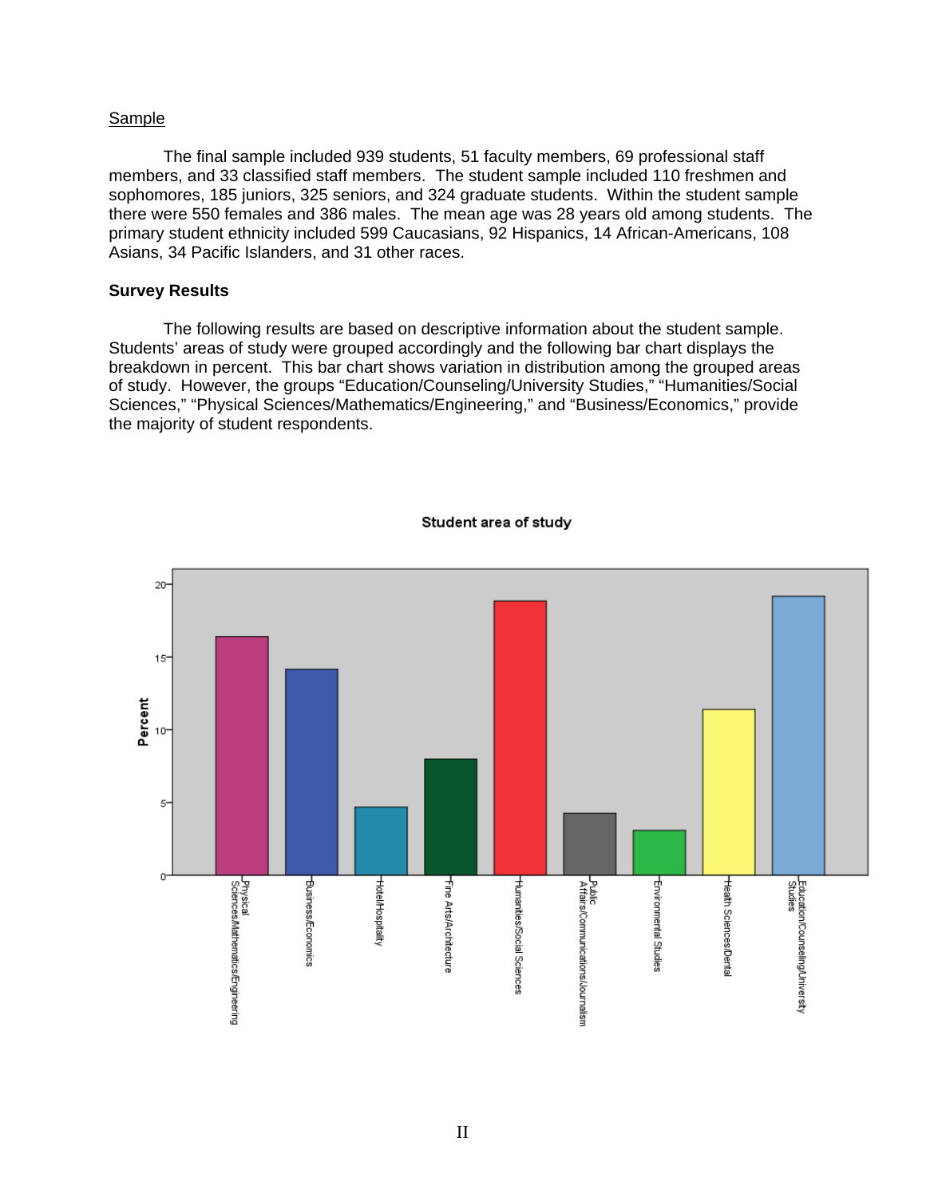Sample

The final sample included 939 students, 51 faculty members, 69 professional staff members, and 33 classified staff members. The student sample included 110 freshmen and sophomores, 185 juniors, 325 seniors, and 324 graduate students. Within the student sample there were 550 females and 386 males. The mean age was 28 years old among students. The primary student ethnicity included 599 Caucasians, 92 Hispanics, 14 African-Americans, 108 Asians, 34 Pacific Islanders, and 31 other races.

**Survey Results**

The following results are based on descriptive information about the student sample. Students' areas of study were grouped accordingly and the following bar chart displays the breakdown in percent. This bar chart shows variation in distribution among the grouped areas of study. However, the groups "Education/Counseling/University Studies," "Humanities/Social Sciences," "Physical Sciences/Mathematics/Engineering," and "Business/Economics," provide the majority of student respondents.

Student area of study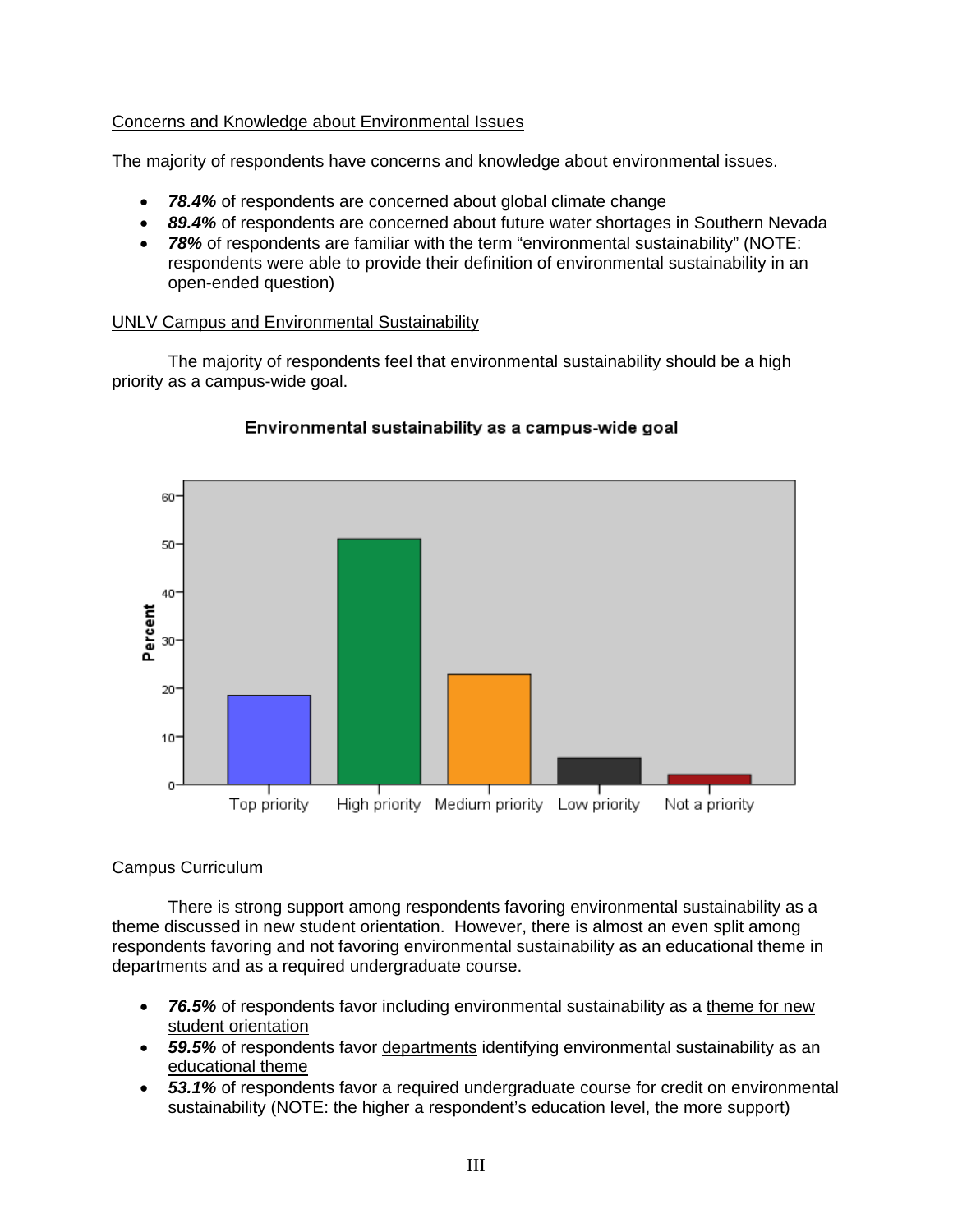Concerns and Knowledge about Environmental Issues

The majority of respondents have concerns and knowledge about environmental issues.

- ***78.4%*** of respondents are concerned about global climate change
- ***89.4%*** of respondents are concerned about future water shortages in Southern Nevada
- ***78%*** of respondents are familiar with the term “environmental sustainability” (NOTE: respondents were able to provide their definition of environmental sustainability in an open-ended question)

UNLV Campus and Environmental Sustainability

The majority of respondents feel that environmental sustainability should be a high priority as a campus-wide goal.

**Environmental sustainability as a campus-wide goal**

Campus Curriculum

There is strong support among respondents favoring environmental sustainability as a theme discussed in new student orientation. However, there is almost an even split among respondents favoring and not favoring environmental sustainability as an educational theme in departments and as a required undergraduate course.

- ***76.5%*** of respondents favor including environmental sustainability as a theme for new student orientation
- ***59.5%*** of respondents favor departments identifying environmental sustainability as an educational theme
- ***53.1%*** of respondents favor a required undergraduate course for credit on environmental sustainability (NOTE: the higher a respondent’s education level, the more support)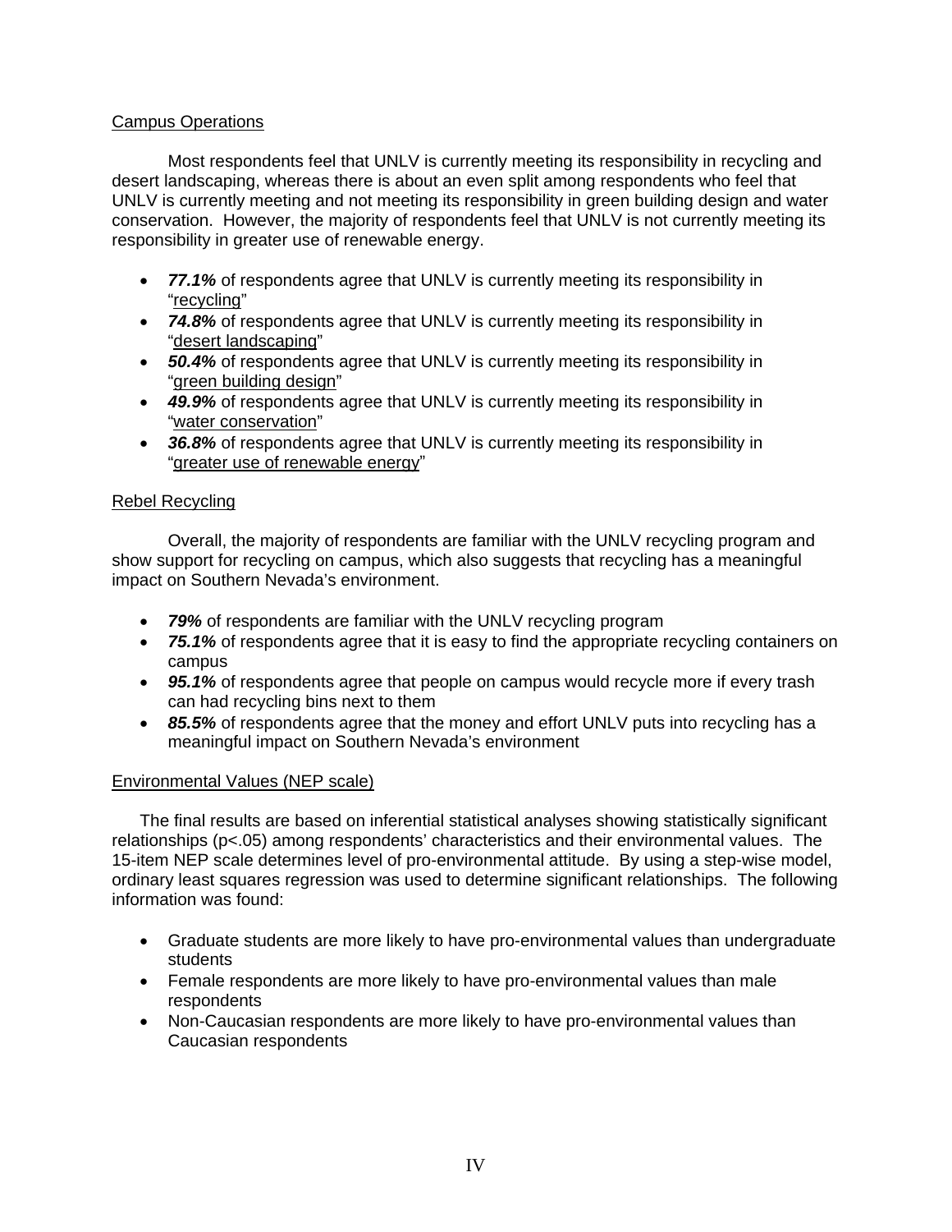## Campus Operations

Most respondents feel that UNLV is currently meeting its responsibility in recycling and desert landscaping, whereas there is about an even split among respondents who feel that UNLV is currently meeting and not meeting its responsibility in green building design and water conservation. However, the majority of respondents feel that UNLV is not currently meeting its responsibility in greater use of renewable energy.

- ***77.1%*** of respondents agree that UNLV is currently meeting its responsibility in "recycling"
- ***74.8%*** of respondents agree that UNLV is currently meeting its responsibility in "desert landscaping"
- ***50.4%*** of respondents agree that UNLV is currently meeting its responsibility in "green building design"
- ***49.9%*** of respondents agree that UNLV is currently meeting its responsibility in "water conservation"
- ***36.8%*** of respondents agree that UNLV is currently meeting its responsibility in "greater use of renewable energy"

## Rebel Recycling

Overall, the majority of respondents are familiar with the UNLV recycling program and show support for recycling on campus, which also suggests that recycling has a meaningful impact on Southern Nevada's environment.

- ***79%*** of respondents are familiar with the UNLV recycling program
- ***75.1%*** of respondents agree that it is easy to find the appropriate recycling containers on campus
- ***95.1%*** of respondents agree that people on campus would recycle more if every trash can had recycling bins next to them
- ***85.5%*** of respondents agree that the money and effort UNLV puts into recycling has a meaningful impact on Southern Nevada's environment

## Environmental Values (NEP scale)

The final results are based on inferential statistical analyses showing statistically significant relationships ($p<.05$) among respondents' characteristics and their environmental values. The 15-item NEP scale determines level of pro-environmental attitude. By using a step-wise model, ordinary least squares regression was used to determine significant relationships. The following information was found:

- Graduate students are more likely to have pro-environmental values than undergraduate students
- Female respondents are more likely to have pro-environmental values than male respondents
- Non-Caucasian respondents are more likely to have pro-environmental values than Caucasian respondents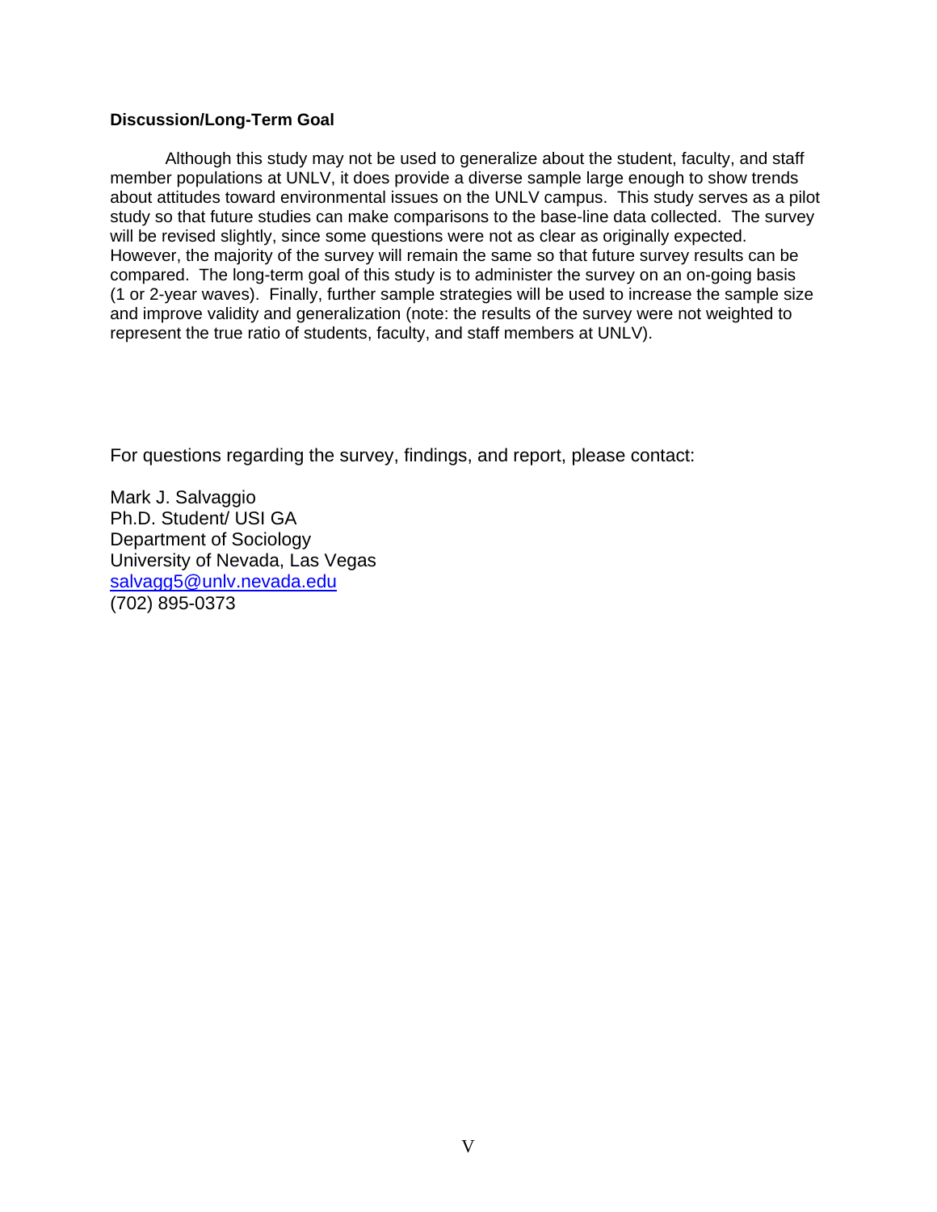**Discussion/Long-Term Goal**

Although this study may not be used to generalize about the student, faculty, and staff member populations at UNLV, it does provide a diverse sample large enough to show trends about attitudes toward environmental issues on the UNLV campus. This study serves as a pilot study so that future studies can make comparisons to the base-line data collected. The survey will be revised slightly, since some questions were not as clear as originally expected. However, the majority of the survey will remain the same so that future survey results can be compared. The long-term goal of this study is to administer the survey on an on-going basis (1 or 2-year waves). Finally, further sample strategies will be used to increase the sample size and improve validity and generalization (note: the results of the survey were not weighted to represent the true ratio of students, faculty, and staff members at UNLV).

For questions regarding the survey, findings, and report, please contact:

Mark J. Salvaggio  
Ph.D. Student/ USI GA  
Department of Sociology  
University of Nevada, Las Vegas  
salvagg5@unlv.nevada.edu  
(702) 895-0373